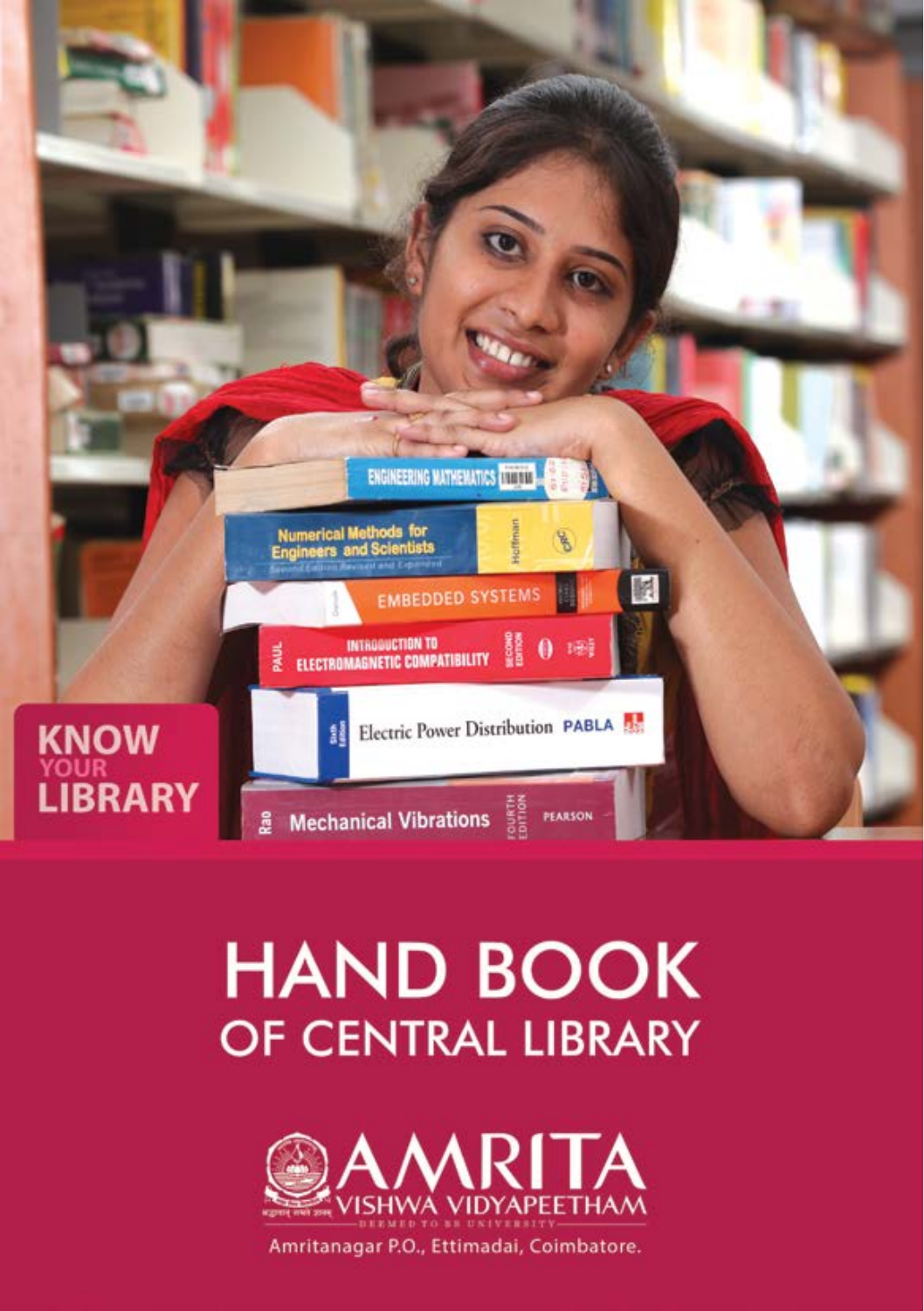KNOW YOUR LIBRARY

# HAND BOOK OF CENTRAL LIBRARY

AMRITA VISHWA VIDYAPEETHAM

DEEMED TO BE UNIVERSITY

Amritanagar P.O., Ettimadai, Coimbatore.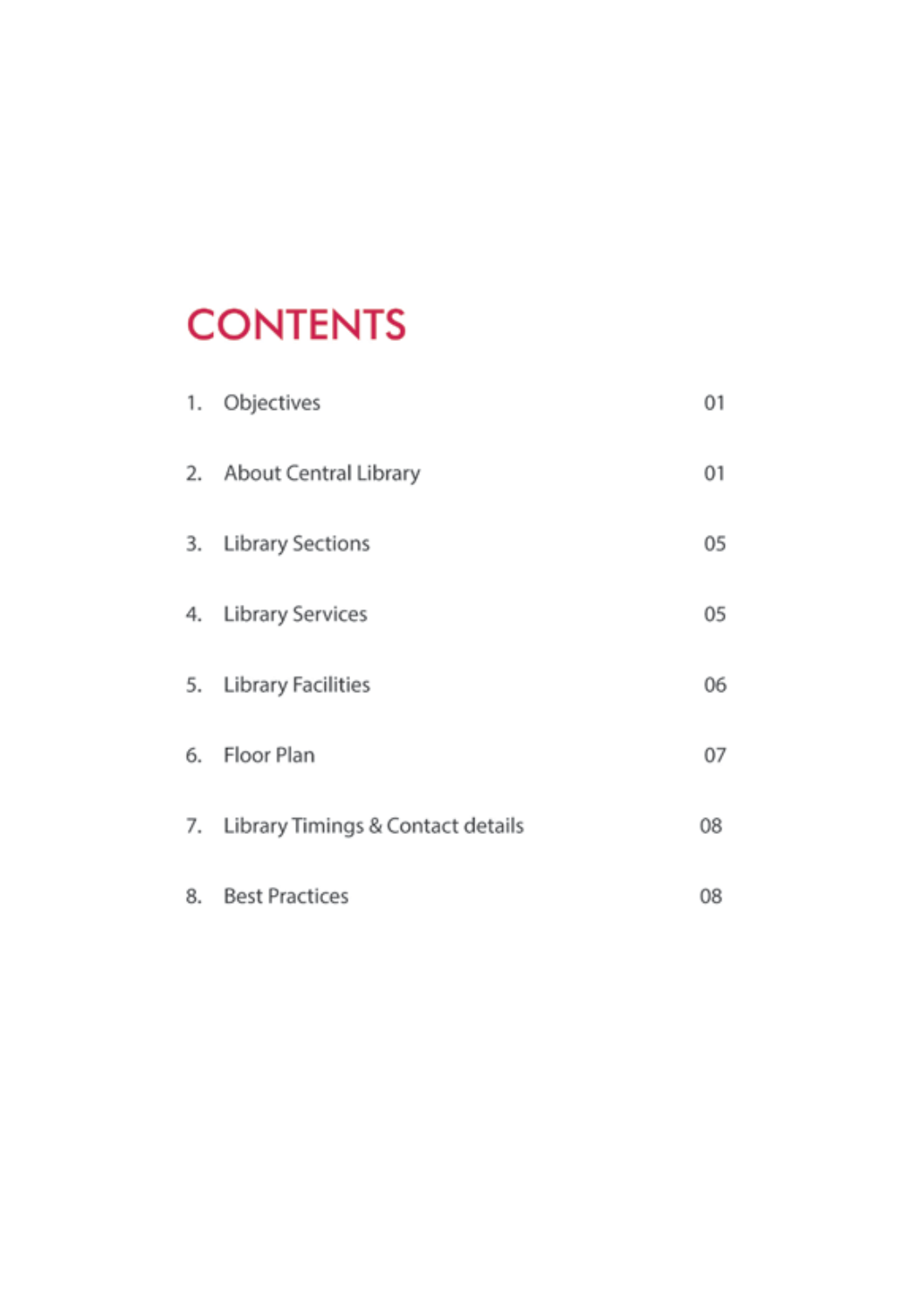# CONTENTS

| | | |
|---|---|---|
| 1. | Objectives | 01 |
| 2. | About Central Library | 01 |
| 3. | Library Sections | 05 |
| 4. | Library Services | 05 |
| 5. | Library Facilities | 06 |
| 6. | Floor Plan | 07 |
| 7. | Library Timings & Contact details | 08 |
| 8. | Best Practices | 08 |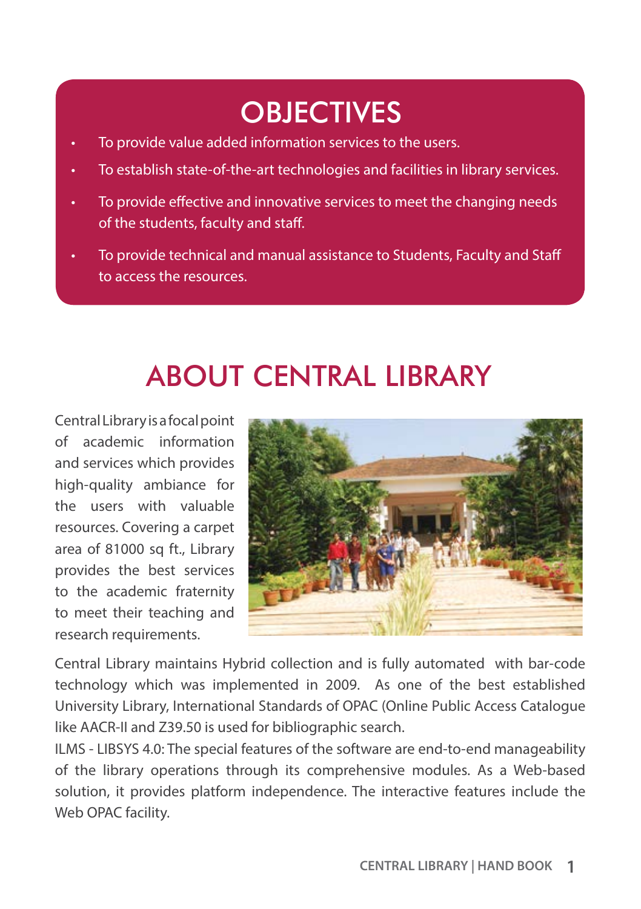# OBJECTIVES

- To provide value added information services to the users.
- To establish state-of-the-art technologies and facilities in library services.
- To provide effective and innovative services to meet the changing needs of the students, faculty and staff.
- To provide technical and manual assistance to Students, Faculty and Staff to access the resources.

# ABOUT CENTRAL LIBRARY

Central Library is a focal point of academic information and services which provides high-quality ambiance for the users with valuable resources. Covering a carpet area of 81000 sq ft., Library provides the best services to the academic fraternity to meet their teaching and research requirements.

Central Library maintains Hybrid collection and is fully automated with bar-code technology which was implemented in 2009. As one of the best established University Library, International Standards of OPAC (Online Public Access Catalogue like AACR-II and Z39.50 is used for bibliographic search.

ILMS - LIBSYS 4.0: The special features of the software are end-to-end manageability of the library operations through its comprehensive modules. As a Web-based solution, it provides platform independence. The interactive features include the Web OPAC facility.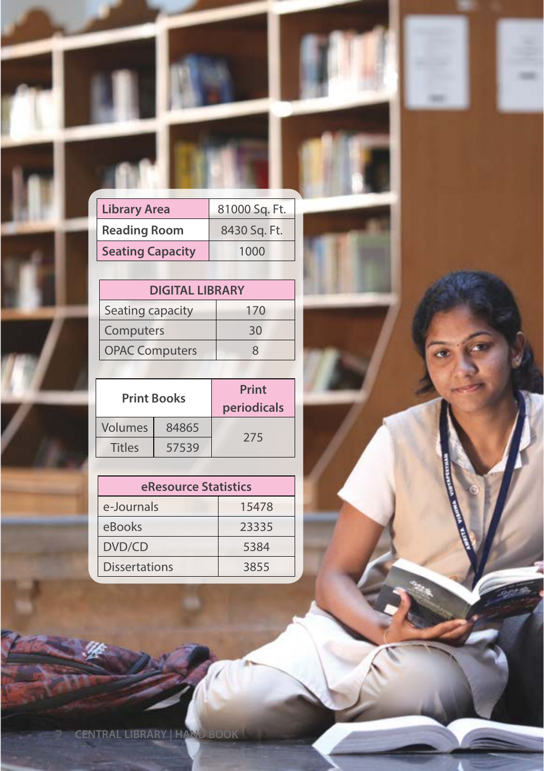| Library Area | 81000 Sq. Ft. |
|---|---|
| Reading Room | 8430 Sq. Ft. |
| Seating Capacity | 1000 |

| DIGITAL LIBRARY | |
|---|---|
| Seating capacity | 170 |
| Computers | 30 |
| OPAC Computers | 8 |

| Print Books | | Print periodicals |
|---|---|---|
| Volumes | 84865 | 275 |
| Titles | 57539 | |

| eResource Statistics | |
|---|---|
| e-Journals | 15478 |
| eBooks | 23335 |
| DVD/CD | 5384 |
| Dissertations | 3855 |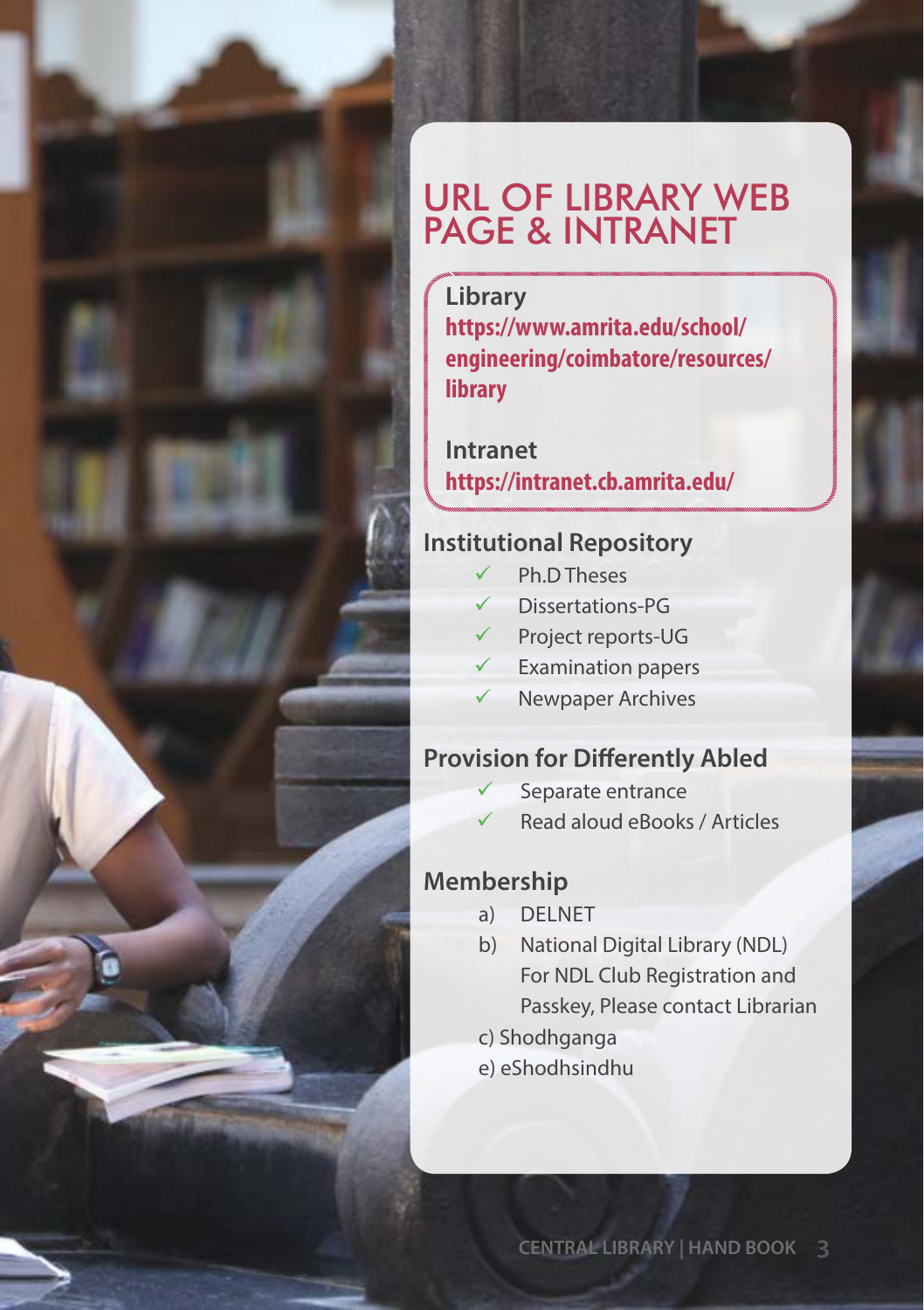# URL OF LIBRARY WEB PAGE & INTRANET

**Library**
**https://www.amrita.edu/school/engineering/coimbatore/resources/library**

**Intranet**
**https://intranet.cb.amrita.edu/**

## Institutional Repository

- ✓ Ph.D Theses
- ✓ Dissertations-PG
- ✓ Project reports-UG
- ✓ Examination papers
- ✓ Newpaper Archives

## Provision for Differently Abled

- ✓ Separate entrance
- ✓ Read aloud eBooks / Articles

## Membership

a) DELNET

b) National Digital Library (NDL) For NDL Club Registration and Passkey, Please contact Librarian

c) Shodhganga

e) eShodhsindhu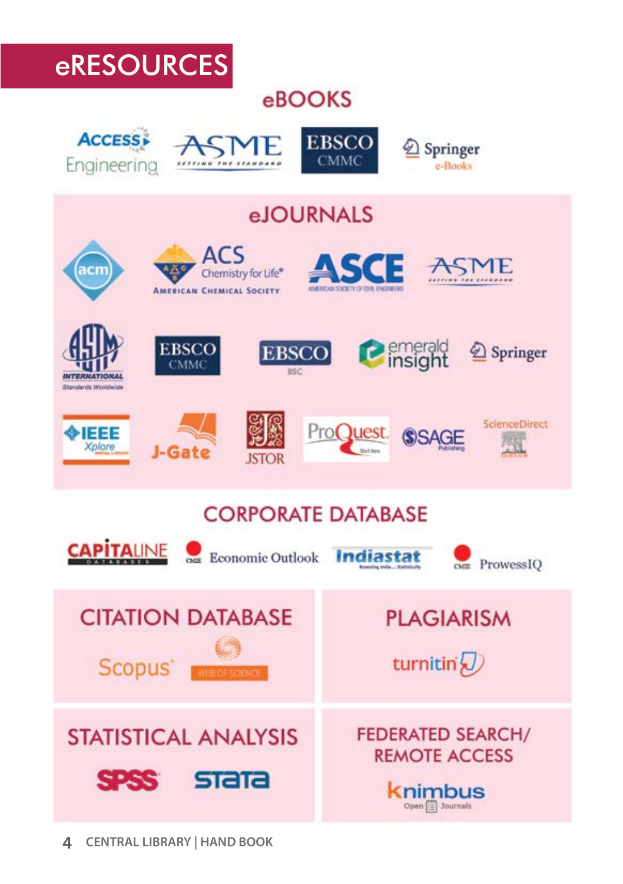# eRESOURCES

## eBOOKS

- Access Engineering
- ASME
- EBSCO CMMC
- Springer e-Books

## eJOURNALS

- acm
- ACS Chemistry for Life — American Chemical Society
- ASCE — American Society of Civil Engineers
- ASME
- ASTM International — Standards Worldwide
- EBSCO CMMC
- EBSCO BSC
- emerald insight
- Springer
- IEEE Xplore
- J-Gate
- JSTOR
- ProQuest
- SAGE Publishing
- ScienceDirect

## CORPORATE DATABASE

- CAPITALINE
- CMIE Economic Outlook
- Indiastat
- CMIE ProwessIQ

## CITATION DATABASE

- Scopus
- Web of Science

## PLAGIARISM

- turnitin

## STATISTICAL ANALYSIS

- SPSS
- Stata

## FEDERATED SEARCH/ REMOTE ACCESS

- knimbus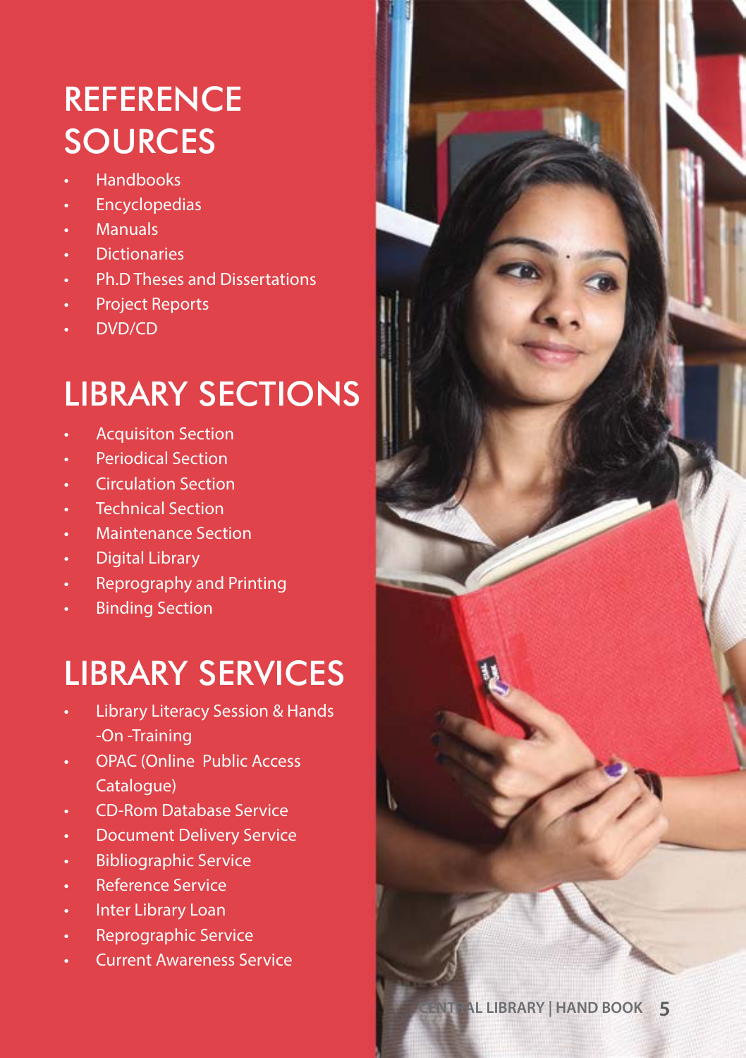# REFERENCE SOURCES

- Handbooks
- Encyclopedias
- Manuals
- Dictionaries
- Ph.D Theses and Dissertations
- Project Reports
- DVD/CD

# LIBRARY SECTIONS

- Acquisiton Section
- Periodical Section
- Circulation Section
- Technical Section
- Maintenance Section
- Digital Library
- Reprography and Printing
- Binding Section

# LIBRARY SERVICES

- Library Literacy Session & Hands -On -Training
- OPAC (Online Public Access Catalogue)
- CD-Rom Database Service
- Document Delivery Service
- Bibliographic Service
- Reference Service
- Inter Library Loan
- Reprographic Service
- Current Awareness Service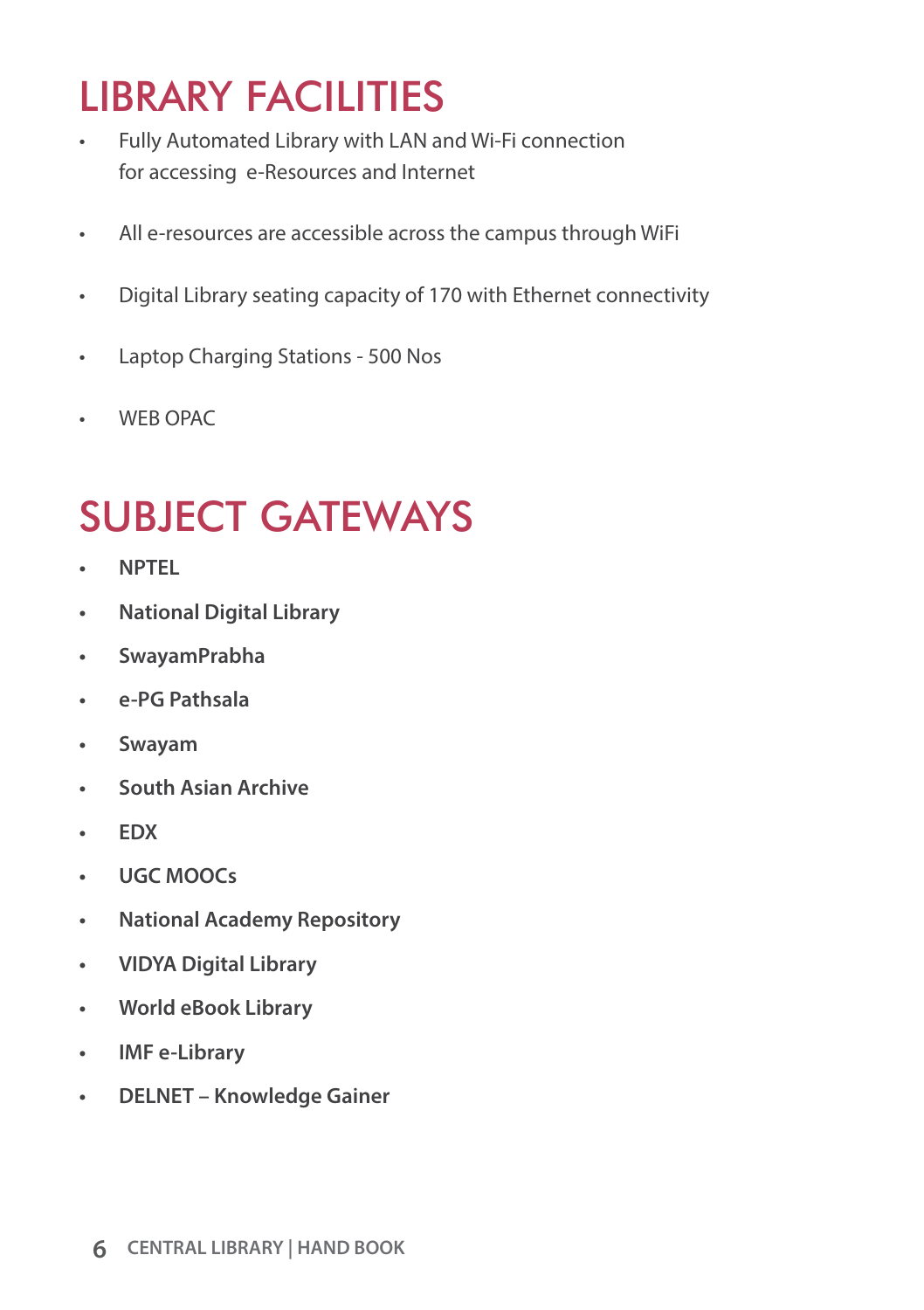# LIBRARY FACILITIES

- Fully Automated Library with LAN and Wi-Fi connection for accessing e-Resources and Internet
- All e-resources are accessible across the campus through WiFi
- Digital Library seating capacity of 170 with Ethernet connectivity
- Laptop Charging Stations - 500 Nos
- WEB OPAC

# SUBJECT GATEWAYS

- **NPTEL**
- **National Digital Library**
- **SwayamPrabha**
- **e-PG Pathsala**
- **Swayam**
- **South Asian Archive**
- **EDX**
- **UGC MOOCs**
- **National Academy Repository**
- **VIDYA Digital Library**
- **World eBook Library**
- **IMF e-Library**
- **DELNET – Knowledge Gainer**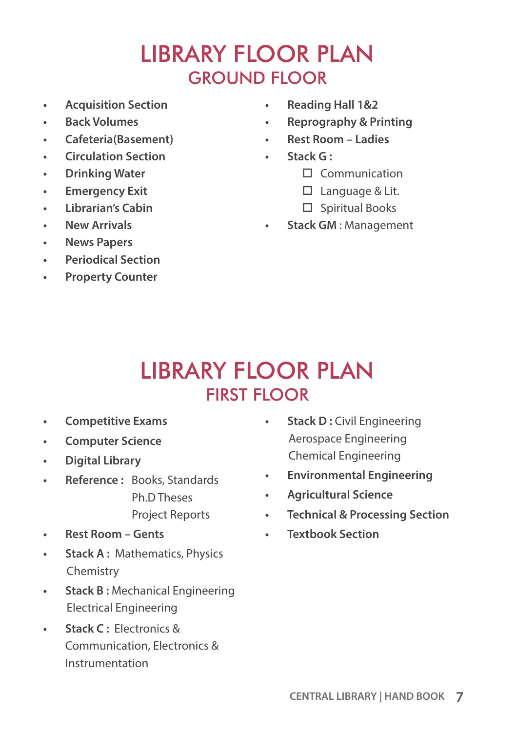# LIBRARY FLOOR PLAN
## GROUND FLOOR

- **Acquisition Section**
- **Back Volumes**
- **Cafeteria(Basement)**
- **Circulation Section**
- **Drinking Water**
- **Emergency Exit**
- **Librarian's Cabin**
- **New Arrivals**
- **News Papers**
- **Periodical Section**
- **Property Counter**
- **Reading Hall 1&2**
- **Reprography & Printing**
- **Rest Room – Ladies**
- **Stack G :**
  - Communication
  - Language & Lit.
  - Spiritual Books
- **Stack GM** : Management

# LIBRARY FLOOR PLAN
## FIRST FLOOR

- **Competitive Exams**
- **Computer Science**
- **Digital Library**
- **Reference :** Books, Standards
  Ph.D Theses
  Project Reports
- **Rest Room – Gents**
- **Stack A :** Mathematics, Physics
  Chemistry
- **Stack B :** Mechanical Engineering
  Electrical Engineering
- **Stack C :** Electronics & Communication, Electronics & Instrumentation
- **Stack D :** Civil Engineering
  Aerospace Engineering
  Chemical Engineering
- **Environmental Engineering**
- **Agricultural Science**
- **Technical & Processing Section**
- **Textbook Section**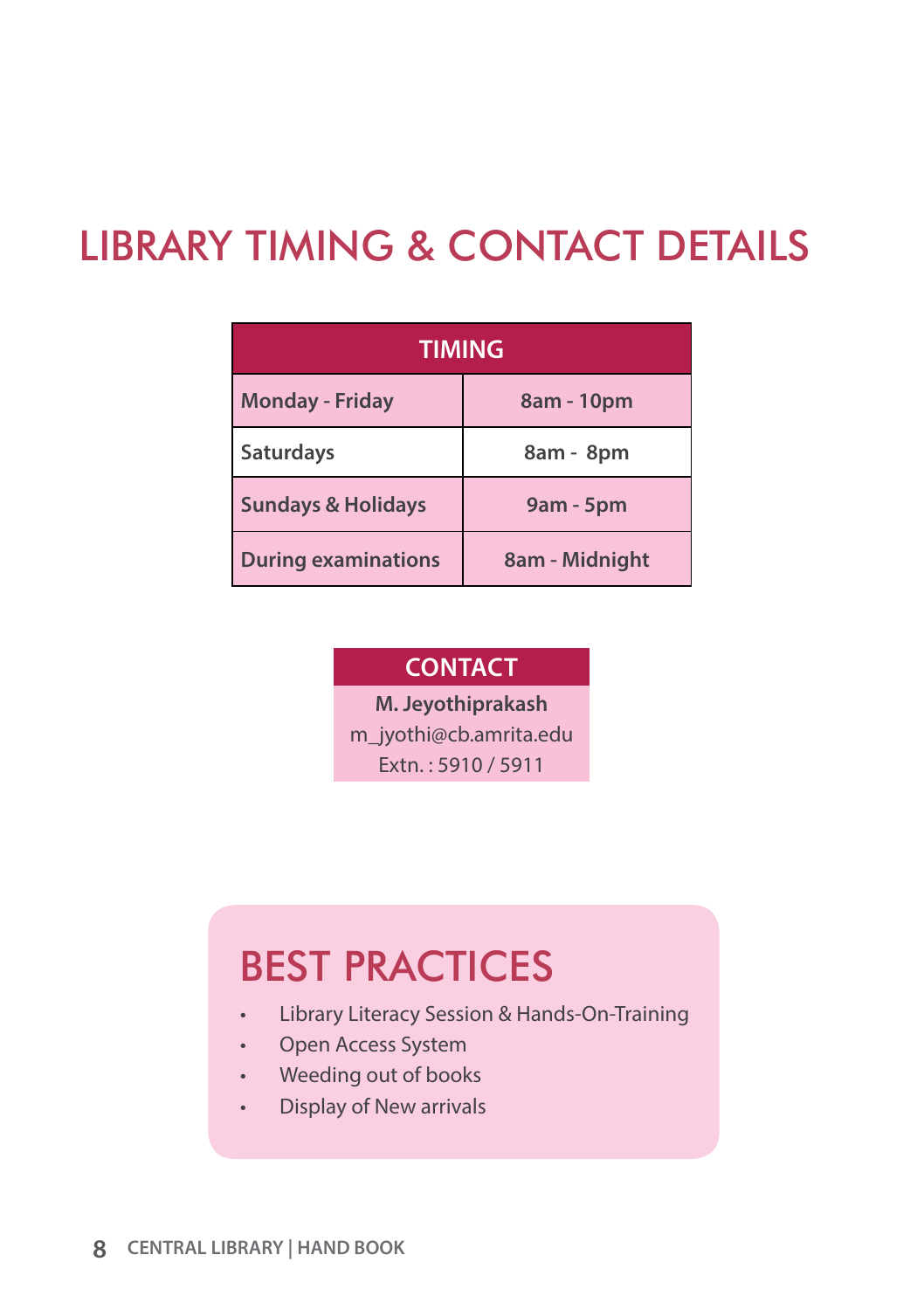# LIBRARY TIMING & CONTACT DETAILS

| TIMING | |
|---|---|
| Monday - Friday | 8am - 10pm |
| Saturdays | 8am - 8pm |
| Sundays & Holidays | 9am - 5pm |
| During examinations | 8am - Midnight |

| CONTACT |
|---|
| **M. Jeyothiprakash** |
| m_jyothi@cb.amrita.edu |
| Extn. : 5910 / 5911 |

## BEST PRACTICES

- Library Literacy Session & Hands-On-Training
- Open Access System
- Weeding out of books
- Display of New arrivals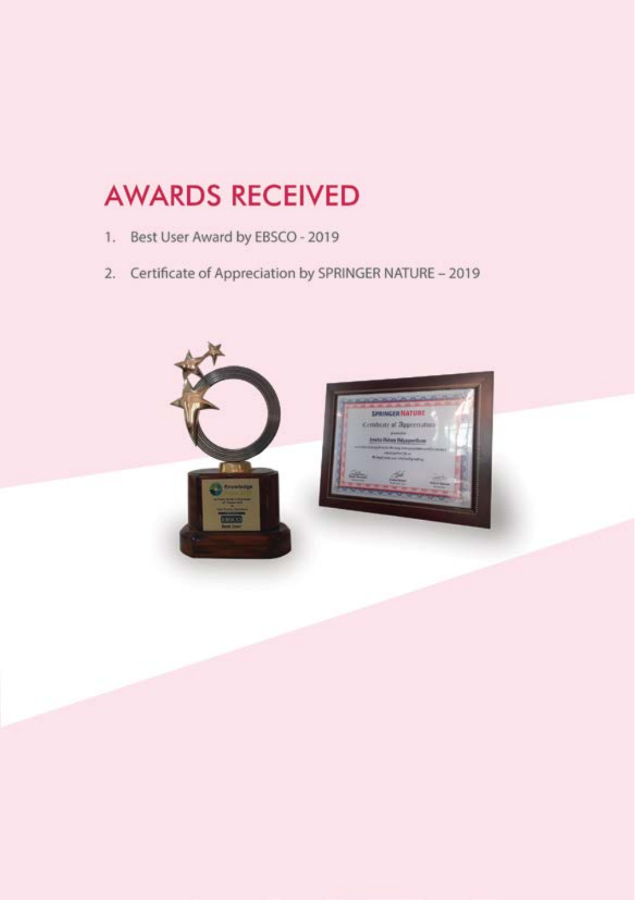# AWARDS RECEIVED

1. Best User Award by EBSCO - 2019
2. Certificate of Appreciation by SPRINGER NATURE – 2019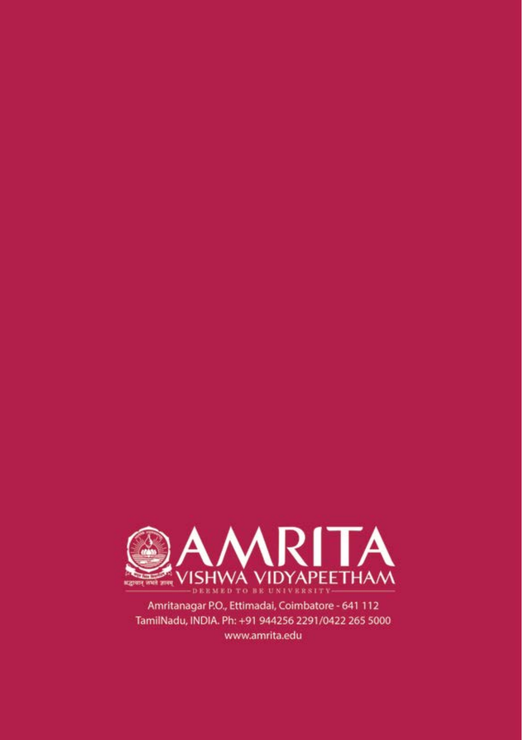AMRITA
VISHWA VIDYAPEETHAM
DEEMED TO BE UNIVERSITY

Amritanagar P.O., Ettimadai, Coimbatore - 641 112
TamilNadu, INDIA. Ph: +91 944256 2291/0422 265 5000
www.amrita.edu